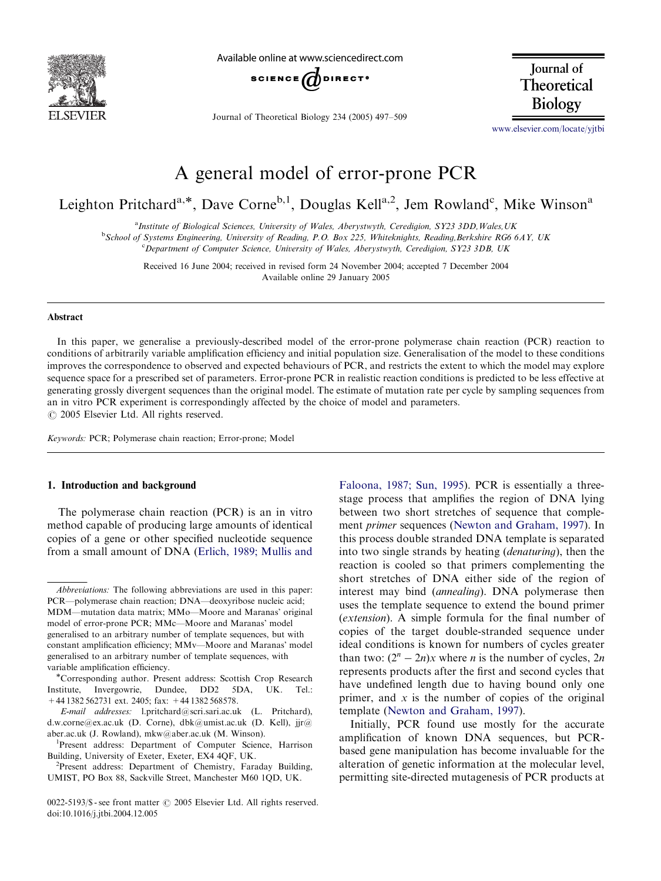# A general model of error-prone PCR

Leighton Pritchard[a,*], Dave Corne[b,1], Douglas Kell[a,2], Jem Rowland[c], Mike Winson[a]

[a]Institute of Biological Sciences, University of Wales, Aberystwyth, Ceredigion, SY23 3DD, Wales, UK
[b]School of Systems Engineering, University of Reading, P.O. Box 225, Whiteknights, Reading, Berkshire RG6 6AY, UK
[c]Department of Computer Science, University of Wales, Aberystwyth, Ceredigion, SY23 3DB, UK

Received 16 June 2004; received in revised form 24 November 2004; accepted 7 December 2004
Available online 29 January 2005

## Abstract

In this paper, we generalise a previously-described model of the error-prone polymerase chain reaction (PCR) reaction to conditions of arbitrarily variable amplification efficiency and initial population size. Generalisation of the model to these conditions improves the correspondence to observed and expected behaviours of PCR, and restricts the extent to which the model may explore sequence space for a prescribed set of parameters. Error-prone PCR in realistic reaction conditions is predicted to be less effective at generating grossly divergent sequences than the original model. The estimate of mutation rate per cycle by sampling sequences from an in vitro PCR experiment is correspondingly affected by the choice of model and parameters.
© 2005 Elsevier Ltd. All rights reserved.

*Keywords:* PCR; Polymerase chain reaction; Error-prone; Model

## 1. Introduction and background

The polymerase chain reaction (PCR) is an in vitro method capable of producing large amounts of identical copies of a gene or other specified nucleotide sequence from a small amount of DNA (Erlich, 1989; Mullis and Faloona, 1987; Sun, 1995). PCR is essentially a three-stage process that amplifies the region of DNA lying between two short stretches of sequence that complement *primer* sequences (Newton and Graham, 1997). In this process double stranded DNA template is separated into two single strands by heating (*denaturing*), then the reaction is cooled so that primers complementing the short stretches of DNA either side of the region of interest may bind (*annealing*). DNA polymerase then uses the template sequence to extend the bound primer (*extension*). A simple formula for the final number of copies of the target double-stranded sequence under ideal conditions is known for numbers of cycles greater than two: $(2^n - 2n)x$ where $n$ is the number of cycles, $2n$ represents products after the first and second cycles that have undefined length due to having bound only one primer, and $x$ is the number of copies of the original template (Newton and Graham, 1997).

Initially, PCR found use mostly for the accurate amplification of known DNA sequences, but PCR-based gene manipulation has become invaluable for the alteration of genetic information at the molecular level, permitting site-directed mutagenesis of PCR products at

---

*Abbreviations:* The following abbreviations are used in this paper: PCR—polymerase chain reaction; DNA—deoxyribose nucleic acid; MDM—mutation data matrix; MMo—Moore and Maranas' original model of error-prone PCR; MMc—Moore and Maranas' model generalised to an arbitrary number of template sequences, but with constant amplification efficiency; MMv—Moore and Maranas' model generalised to an arbitrary number of template sequences, with variable amplification efficiency.

*Corresponding author. Present address: Scottish Crop Research Institute, Invergowrie, Dundee, DD2 5DA, UK. Tel.: +44 1382 562731 ext. 2405; fax: +44 1382 568578.

*E-mail addresses:* l.pritchard@scri.sari.ac.uk (L. Pritchard), d.w.corne@ex.ac.uk (D. Corne), dbk@umist.ac.uk (D. Kell), jjr@aber.ac.uk (J. Rowland), mkw@aber.ac.uk (M. Winson).

[1]Present address: Department of Computer Science, Harrison Building, University of Exeter, Exeter, EX4 4QF, UK.

[2]Present address: Department of Chemistry, Faraday Building, UMIST, PO Box 88, Sackville Street, Manchester M60 1QD, UK.

0022-5193/$ - see front matter © 2005 Elsevier Ltd. All rights reserved.
doi:10.1016/j.jtbi.2004.12.005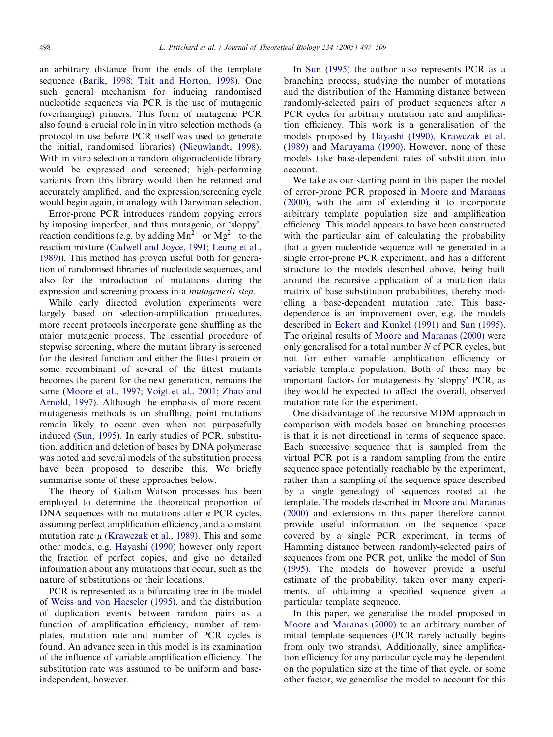an arbitrary distance from the ends of the template sequence (Barik, 1998; Tait and Horton, 1998). One such general mechanism for inducing randomised nucleotide sequences via PCR is the use of mutagenic (overhanging) primers. This form of mutagenic PCR also found a crucial role in in vitro selection methods (a protocol in use before PCR itself was used to generate the initial, randomised libraries) (Nieuwlandt, 1998). With in vitro selection a random oligonucleotide library would be expressed and screened; high-performing variants from this library would then be retained and accurately amplified, and the expression/screening cycle would begin again, in analogy with Darwinian selection.

Error-prone PCR introduces random copying errors by imposing imperfect, and thus mutagenic, or 'sloppy', reaction conditions (e.g. by adding $Mn^{2+}$ or $Mg^{2+}$ to the reaction mixture (Cadwell and Joyce, 1991; Leung et al., 1989)). This method has proven useful both for generation of randomised libraries of nucleotide sequences, and also for the introduction of mutations during the expression and screening process in a *mutagenesis step*.

While early directed evolution experiments were largely based on selection-amplification procedures, more recent protocols incorporate gene shuffling as the major mutagenic process. The essential procedure of stepwise screening, where the mutant library is screened for the desired function and either the fittest protein or some recombinant of several of the fittest mutants becomes the parent for the next generation, remains the same (Moore et al., 1997; Voigt et al., 2001; Zhao and Arnold, 1997). Although the emphasis of more recent mutagenesis methods is on shuffling, point mutations remain likely to occur even when not purposefully induced (Sun, 1995). In early studies of PCR, substitution, addition and deletion of bases by DNA polymerase was noted and several models of the substitution process have been proposed to describe this. We briefly summarise some of these approaches below.

The theory of Galton–Watson processes has been employed to determine the theoretical proportion of DNA sequences with no mutations after $n$ PCR cycles, assuming perfect amplification efficiency, and a constant mutation rate $\mu$ (Krawczak et al., 1989). This and some other models, e.g. Hayashi (1990) however only report the fraction of perfect copies, and give no detailed information about any mutations that occur, such as the nature of substitutions or their locations.

PCR is represented as a bifurcating tree in the model of Weiss and von Haeseler (1995), and the distribution of duplication events between random pairs as a function of amplification efficiency, number of templates, mutation rate and number of PCR cycles is found. An advance seen in this model is its examination of the influence of variable amplification efficiency. The substitution rate was assumed to be uniform and base-independent, however.

In Sun (1995) the author also represents PCR as a branching process, studying the number of mutations and the distribution of the Hamming distance between randomly-selected pairs of product sequences after $n$ PCR cycles for arbitrary mutation rate and amplification efficiency. This work is a generalisation of the models proposed by Hayashi (1990), Krawczak et al. (1989) and Maruyama (1990). However, none of these models take base-dependent rates of substitution into account.

We take as our starting point in this paper the model of error-prone PCR proposed in Moore and Maranas (2000), with the aim of extending it to incorporate arbitrary template population size and amplification efficiency. This model appears to have been constructed with the particular aim of calculating the probability that a given nucleotide sequence will be generated in a single error-prone PCR experiment, and has a different structure to the models described above, being built around the recursive application of a mutation data matrix of base substitution probabilities, thereby modelling a base-dependent mutation rate. This base-dependence is an improvement over, e.g. the models described in Eckert and Kunkel (1991) and Sun (1995). The original results of Moore and Maranas (2000) were only generalised for a total number $N$ of PCR cycles, but not for either variable amplification efficiency or variable template population. Both of these may be important factors for mutagenesis by 'sloppy' PCR, as they would be expected to affect the overall, observed mutation rate for the experiment.

One disadvantage of the recursive MDM approach in comparison with models based on branching processes is that it is not directional in terms of sequence space. Each successive sequence that is sampled from the virtual PCR pot is a random sampling from the entire sequence space potentially reachable by the experiment, rather than a sampling of the sequence space described by a single genealogy of sequences rooted at the template. The models described in Moore and Maranas (2000) and extensions in this paper therefore cannot provide useful information on the sequence space covered by a single PCR experiment, in terms of Hamming distance between randomly-selected pairs of sequences from one PCR pot, unlike the model of Sun (1995). The models do however provide a useful estimate of the probability, taken over many experiments, of obtaining a specified sequence given a particular template sequence.

In this paper, we generalise the model proposed in Moore and Maranas (2000) to an arbitrary number of initial template sequences (PCR rarely actually begins from only two strands). Additionally, since amplification efficiency for any particular cycle may be dependent on the population size at the time of that cycle, or some other factor, we generalise the model to account for this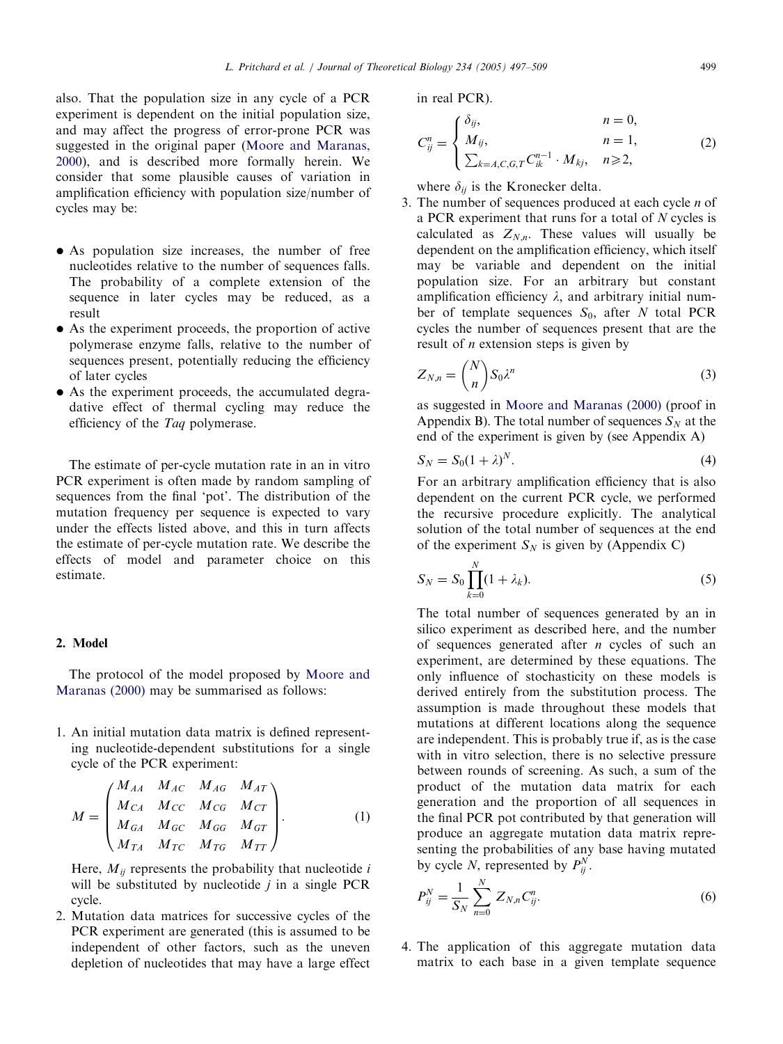also. That the population size in any cycle of a PCR experiment is dependent on the initial population size, and may affect the progress of error-prone PCR was suggested in the original paper (Moore and Maranas, 2000), and is described more formally herein. We consider that some plausible causes of variation in amplification efficiency with population size/number of cycles may be:

- As population size increases, the number of free nucleotides relative to the number of sequences falls. The probability of a complete extension of the sequence in later cycles may be reduced, as a result
- As the experiment proceeds, the proportion of active polymerase enzyme falls, relative to the number of sequences present, potentially reducing the efficiency of later cycles
- As the experiment proceeds, the accumulated degradative effect of thermal cycling may reduce the efficiency of the *Taq* polymerase.

The estimate of per-cycle mutation rate in an in vitro PCR experiment is often made by random sampling of sequences from the final 'pot'. The distribution of the mutation frequency per sequence is expected to vary under the effects listed above, and this in turn affects the estimate of per-cycle mutation rate. We describe the effects of model and parameter choice on this estimate.

## 2. Model

The protocol of the model proposed by Moore and Maranas (2000) may be summarised as follows:

1. An initial mutation data matrix is defined representing nucleotide-dependent substitutions for a single cycle of the PCR experiment:

$$M = \begin{pmatrix} M_{AA} & M_{AC} & M_{AG} & M_{AT} \\ M_{CA} & M_{CC} & M_{CG} & M_{CT} \\ M_{GA} & M_{GC} & M_{GG} & M_{GT} \\ M_{TA} & M_{TC} & M_{TG} & M_{TT} \end{pmatrix}. \tag{1}$$

   Here, $M_{ij}$ represents the probability that nucleotide $i$ will be substituted by nucleotide $j$ in a single PCR cycle.

2. Mutation data matrices for successive cycles of the PCR experiment are generated (this is assumed to be independent of other factors, such as the uneven depletion of nucleotides that may have a large effect in real PCR).

$$C_{ij}^{n} = \begin{cases} \delta_{ij}, & n = 0, \\ M_{ij}, & n = 1, \\ \sum_{k=A,C,G,T} C_{ik}^{n-1} \cdot M_{kj}, & n \geqslant 2, \end{cases} \tag{2}$$

   where $\delta_{ij}$ is the Kronecker delta.

3. The number of sequences produced at each cycle $n$ of a PCR experiment that runs for a total of $N$ cycles is calculated as $Z_{N,n}$. These values will usually be dependent on the amplification efficiency, which itself may be variable and dependent on the initial population size. For an arbitrary but constant amplification efficiency $\lambda$, and arbitrary initial number of template sequences $S_0$, after $N$ total PCR cycles the number of sequences present that are the result of $n$ extension steps is given by

$$Z_{N,n} = \binom{N}{n} S_0 \lambda^n \tag{3}$$

   as suggested in Moore and Maranas (2000) (proof in Appendix B). The total number of sequences $S_N$ at the end of the experiment is given by (see Appendix A)

$$S_N = S_0(1+\lambda)^N. \tag{4}$$

   For an arbitrary amplification efficiency that is also dependent on the current PCR cycle, we performed the recursive procedure explicitly. The analytical solution of the total number of sequences at the end of the experiment $S_N$ is given by (Appendix C)

$$S_N = S_0 \prod_{k=0}^{N} (1+\lambda_k). \tag{5}$$

   The total number of sequences generated by an in silico experiment as described here, and the number of sequences generated after $n$ cycles of such an experiment, are determined by these equations. The only influence of stochasticity on these models is derived entirely from the substitution process. The assumption is made throughout these models that mutations at different locations along the sequence are independent. This is probably true if, as is the case with in vitro selection, there is no selective pressure between rounds of screening. As such, a sum of the product of the mutation data matrix for each generation and the proportion of all sequences in the final PCR pot contributed by that generation will produce an aggregate mutation data matrix representing the probabilities of any base having mutated by cycle $N$, represented by $P_{ij}^{N}$.

$$P_{ij}^{N} = \frac{1}{S_N} \sum_{n=0}^{N} Z_{N,n} C_{ij}^{n}. \tag{6}$$

4. The application of this aggregate mutation data matrix to each base in a given template sequence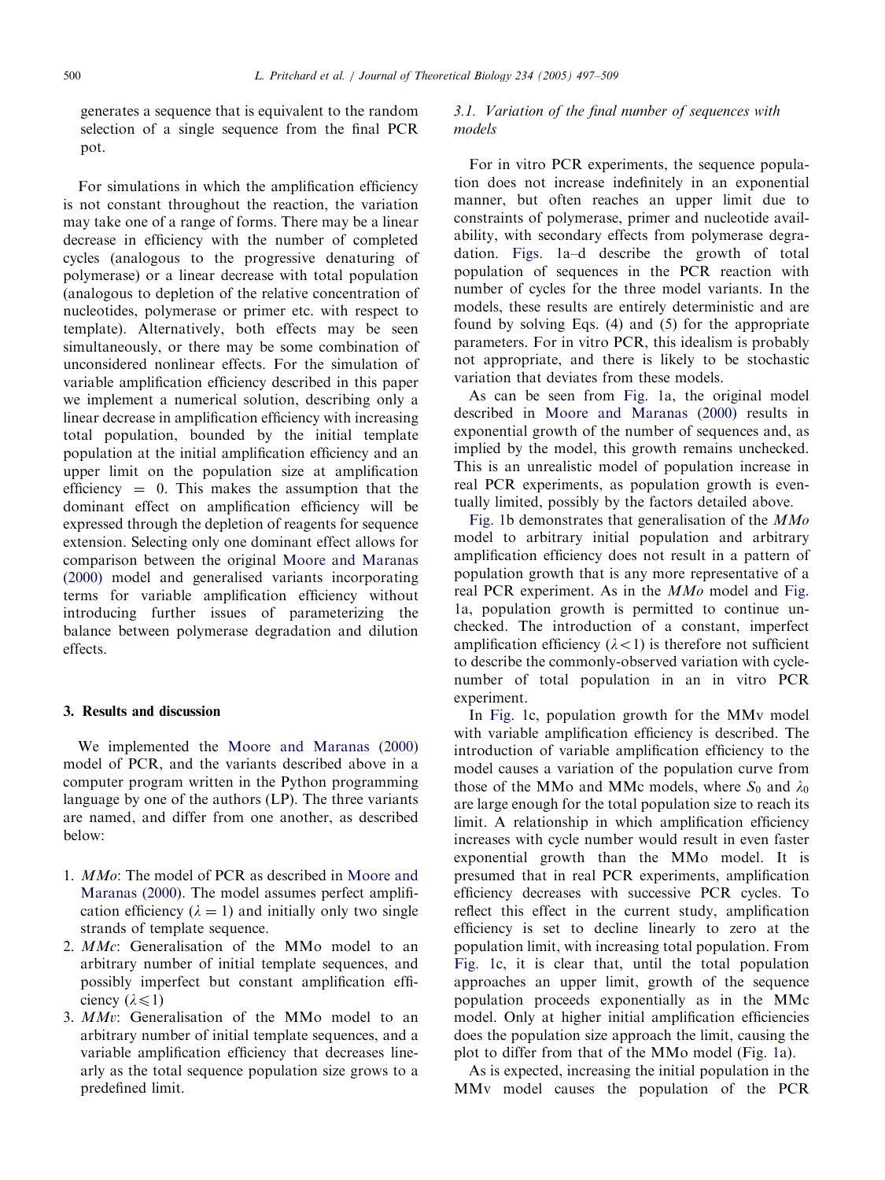generates a sequence that is equivalent to the random selection of a single sequence from the final PCR pot.

For simulations in which the amplification efficiency is not constant throughout the reaction, the variation may take one of a range of forms. There may be a linear decrease in efficiency with the number of completed cycles (analogous to the progressive denaturing of polymerase) or a linear decrease with total population (analogous to depletion of the relative concentration of nucleotides, polymerase or primer etc. with respect to template). Alternatively, both effects may be seen simultaneously, or there may be some combination of unconsidered nonlinear effects. For the simulation of variable amplification efficiency described in this paper we implement a numerical solution, describing only a linear decrease in amplification efficiency with increasing total population, bounded by the initial template population at the initial amplification efficiency and an upper limit on the population size at amplification efficiency $= 0$. This makes the assumption that the dominant effect on amplification efficiency will be expressed through the depletion of reagents for sequence extension. Selecting only one dominant effect allows for comparison between the original Moore and Maranas (2000) model and generalised variants incorporating terms for variable amplification efficiency without introducing further issues of parameterizing the balance between polymerase degradation and dilution effects.

## 3. Results and discussion

We implemented the Moore and Maranas (2000) model of PCR, and the variants described above in a computer program written in the Python programming language by one of the authors (LP). The three variants are named, and differ from one another, as described below:

1. *MMo*: The model of PCR as described in Moore and Maranas (2000). The model assumes perfect amplification efficiency ($\lambda = 1$) and initially only two single strands of template sequence.
2. *MMc*: Generalisation of the MMo model to an arbitrary number of initial template sequences, and possibly imperfect but constant amplification efficiency ($\lambda \leqslant 1$)
3. *MMv*: Generalisation of the MMo model to an arbitrary number of initial template sequences, and a variable amplification efficiency that decreases linearly as the total sequence population size grows to a predefined limit.

### 3.1. Variation of the final number of sequences with models

For in vitro PCR experiments, the sequence population does not increase indefinitely in an exponential manner, but often reaches an upper limit due to constraints of polymerase, primer and nucleotide availability, with secondary effects from polymerase degradation. Figs. 1a–d describe the growth of total population of sequences in the PCR reaction with number of cycles for the three model variants. In the models, these results are entirely deterministic and are found by solving Eqs. (4) and (5) for the appropriate parameters. For in vitro PCR, this idealism is probably not appropriate, and there is likely to be stochastic variation that deviates from these models.

As can be seen from Fig. 1a, the original model described in Moore and Maranas (2000) results in exponential growth of the number of sequences and, as implied by the model, this growth remains unchecked. This is an unrealistic model of population increase in real PCR experiments, as population growth is eventually limited, possibly by the factors detailed above.

Fig. 1b demonstrates that generalisation of the *MMo* model to arbitrary initial population and arbitrary amplification efficiency does not result in a pattern of population growth that is any more representative of a real PCR experiment. As in the *MMo* model and Fig. 1a, population growth is permitted to continue unchecked. The introduction of a constant, imperfect amplification efficiency ($\lambda < 1$) is therefore not sufficient to describe the commonly-observed variation with cycle-number of total population in an in vitro PCR experiment.

In Fig. 1c, population growth for the MMv model with variable amplification efficiency is described. The introduction of variable amplification efficiency to the model causes a variation of the population curve from those of the MMo and MMc models, where $S_0$ and $\lambda_0$ are large enough for the total population size to reach its limit. A relationship in which amplification efficiency increases with cycle number would result in even faster exponential growth than the MMo model. It is presumed that in real PCR experiments, amplification efficiency decreases with successive PCR cycles. To reflect this effect in the current study, amplification efficiency is set to decline linearly to zero at the population limit, with increasing total population. From Fig. 1c, it is clear that, until the total population approaches an upper limit, growth of the sequence population proceeds exponentially as in the MMc model. Only at higher initial amplification efficiencies does the population size approach the limit, causing the plot to differ from that of the MMo model (Fig. 1a).

As is expected, increasing the initial population in the MMv model causes the population of the PCR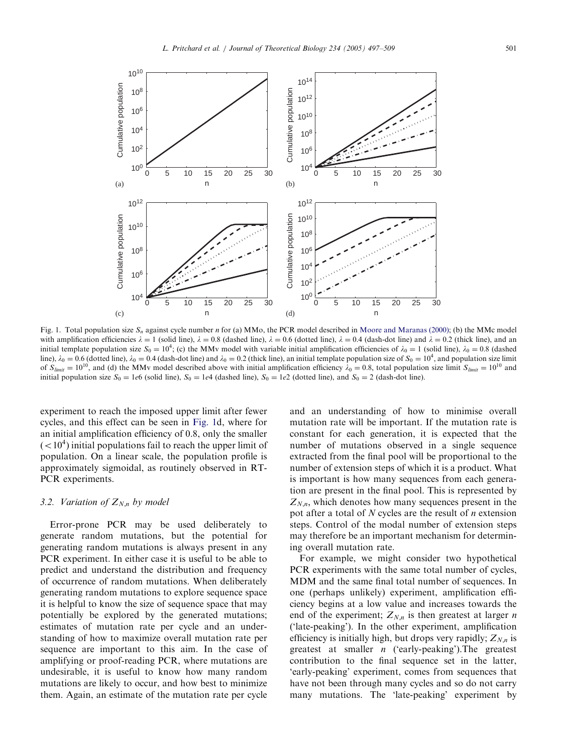(a)

Cumulative population

$10^{10}$

$10^{8}$

$10^{6}$

$10^{4}$

$10^{2}$

$10^{0}$

0 5 10 15 20 25 30

n

(b)

Cumulative population

$10^{14}$

$10^{12}$

$10^{10}$

$10^{8}$

$10^{6}$

$10^{4}$

0 5 10 15 20 25 30

n

(c)

Cumulative population

$10^{12}$

$10^{10}$

$10^{8}$

$10^{6}$

$10^{4}$

0 5 10 15 20 25 30

n

(d)

Cumulative population

$10^{12}$

$10^{10}$

$10^{8}$

$10^{6}$

$10^{4}$

$10^{2}$

$10^{0}$

0 5 10 15 20 25 30

n

Fig. 1. Total population size $S_n$ against cycle number $n$ for (a) MMo, the PCR model described in Moore and Maranas (2000); (b) the MMc model with amplification efficiencies $\lambda = 1$ (solid line), $\lambda = 0.8$ (dashed line), $\lambda = 0.6$ (dotted line), $\lambda = 0.4$ (dash-dot line) and $\lambda = 0.2$ (thick line), and an initial template population size $S_0 = 10^4$; (c) the MMv model with variable initial amplification efficiencies of $\lambda_0 = 1$ (solid line), $\lambda_0 = 0.8$ (dashed line), $\lambda_0 = 0.6$ (dotted line), $\lambda_0 = 0.4$ (dash-dot line) and $\lambda_0 = 0.2$ (thick line), an initial template population size of $S_0 = 10^4$, and population size limit of $S_{limit} = 10^{10}$, and (d) the MMv model described above with initial amplification efficiency $\lambda_0 = 0.8$, total population size limit $S_{limit} = 10^{10}$ and initial population size $S_0 = 1e6$ (solid line), $S_0 = 1e4$ (dashed line), $S_0 = 1e2$ (dotted line), and $S_0 = 2$ (dash-dot line).

experiment to reach the imposed upper limit after fewer cycles, and this effect can be seen in Fig. 1d, where for an initial amplification efficiency of 0.8, only the smaller ($< 10^4$) initial populations fail to reach the upper limit of population. On a linear scale, the population profile is approximately sigmoidal, as routinely observed in RT-PCR experiments.

### 3.2. Variation of $Z_{N,n}$ by model

Error-prone PCR may be used deliberately to generate random mutations, but the potential for generating random mutations is always present in any PCR experiment. In either case it is useful to be able to predict and understand the distribution and frequency of occurrence of random mutations. When deliberately generating random mutations to explore sequence space it is helpful to know the size of sequence space that may potentially be explored by the generated mutations; estimates of mutation rate per cycle and an understanding of how to maximize overall mutation rate per sequence are important to this aim. In the case of amplifying or proof-reading PCR, where mutations are undesirable, it is useful to know how many random mutations are likely to occur, and how best to minimize them. Again, an estimate of the mutation rate per cycle and an understanding of how to minimise overall mutation rate will be important. If the mutation rate is constant for each generation, it is expected that the number of mutations observed in a single sequence extracted from the final pool will be proportional to the number of extension steps of which it is a product. What is important is how many sequences from each generation are present in the final pool. This is represented by $Z_{N,n}$, which denotes how many sequences present in the pot after a total of $N$ cycles are the result of $n$ extension steps. Control of the modal number of extension steps may therefore be an important mechanism for determining overall mutation rate.

For example, we might consider two hypothetical PCR experiments with the same total number of cycles, MDM and the same final total number of sequences. In one (perhaps unlikely) experiment, amplification efficiency begins at a low value and increases towards the end of the experiment; $Z_{N,n}$ is then greatest at larger $n$ ('late-peaking'). In the other experiment, amplification efficiency is initially high, but drops very rapidly; $Z_{N,n}$ is greatest at smaller $n$ ('early-peaking').The greatest contribution to the final sequence set in the latter, 'early-peaking' experiment, comes from sequences that have not been through many cycles and so do not carry many mutations. The 'late-peaking' experiment by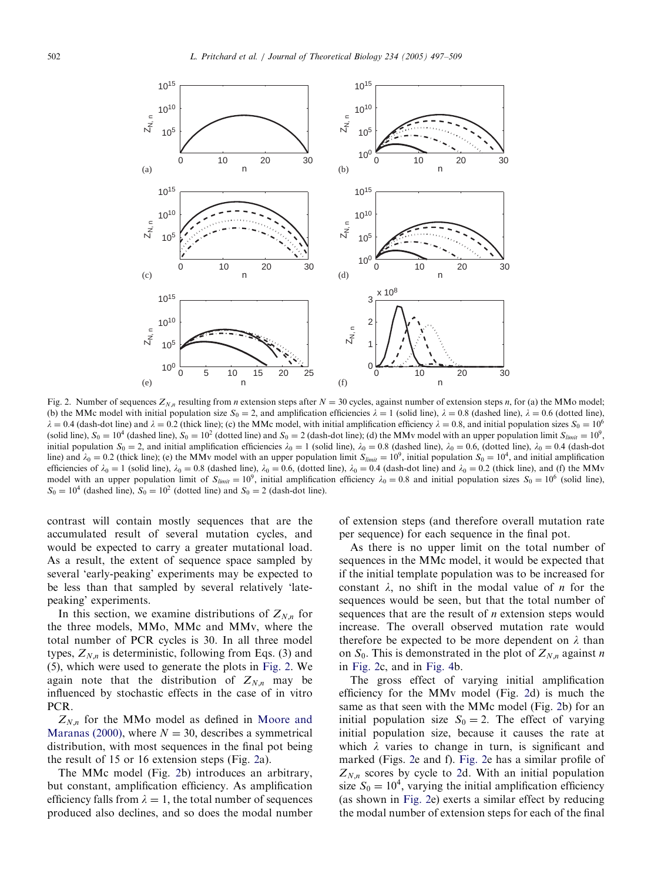Fig. 2. Number of sequences $Z_{N,n}$ resulting from $n$ extension steps after $N = 30$ cycles, against number of extension steps $n$, for (a) the MMo model; (b) the MMc model with initial population size $S_0 = 2$, and amplification efficiencies $\lambda = 1$ (solid line), $\lambda = 0.8$ (dashed line), $\lambda = 0.6$ (dotted line), $\lambda = 0.4$ (dash-dot line) and $\lambda = 0.2$ (thick line); (c) the MMc model, with initial amplification efficiency $\lambda = 0.8$, and initial population sizes $S_0 = 10^6$ (solid line), $S_0 = 10^4$ (dashed line), $S_0 = 10^2$ (dotted line) and $S_0 = 2$ (dash-dot line); (d) the MMv model with an upper population limit $S_{limit} = 10^9$, initial population $S_0 = 2$, and initial amplification efficiencies $\lambda_0 = 1$ (solid line), $\lambda_0 = 0.8$ (dashed line), $\lambda_0 = 0.6$, (dotted line), $\lambda_0 = 0.4$ (dash-dot line) and $\lambda_0 = 0.2$ (thick line); (e) the MMv model with an upper population limit $S_{limit} = 10^9$, initial population $S_0 = 10^4$, and initial amplification efficiencies of $\lambda_0 = 1$ (solid line), $\lambda_0 = 0.8$ (dashed line), $\lambda_0 = 0.6$, (dotted line), $\lambda_0 = 0.4$ (dash-dot line) and $\lambda_0 = 0.2$ (thick line), and (f) the MMv model with an upper population limit of $S_{limit} = 10^9$, initial amplification efficiency $\lambda_0 = 0.8$ and initial population sizes $S_0 = 10^6$ (solid line), $S_0 = 10^4$ (dashed line), $S_0 = 10^2$ (dotted line) and $S_0 = 2$ (dash-dot line).

contrast will contain mostly sequences that are the accumulated result of several mutation cycles, and would be expected to carry a greater mutational load. As a result, the extent of sequence space sampled by several 'early-peaking' experiments may be expected to be less than that sampled by several relatively 'late-peaking' experiments.

In this section, we examine distributions of $Z_{N,n}$ for the three models, MMo, MMc and MMv, where the total number of PCR cycles is 30. In all three model types, $Z_{N,n}$ is deterministic, following from Eqs. (3) and (5), which were used to generate the plots in Fig. 2. We again note that the distribution of $Z_{N,n}$ may be influenced by stochastic effects in the case of in vitro PCR.

$Z_{N,n}$ for the MMo model as defined in Moore and Maranas (2000), where $N = 30$, describes a symmetrical distribution, with most sequences in the final pot being the result of 15 or 16 extension steps (Fig. 2a).

The MMc model (Fig. 2b) introduces an arbitrary, but constant, amplification efficiency. As amplification efficiency falls from $\lambda = 1$, the total number of sequences produced also declines, and so does the modal number of extension steps (and therefore overall mutation rate per sequence) for each sequence in the final pot.

As there is no upper limit on the total number of sequences in the MMc model, it would be expected that if the initial template population was to be increased for constant $\lambda$, no shift in the modal value of $n$ for the sequences would be seen, but that the total number of sequences that are the result of $n$ extension steps would increase. The overall observed mutation rate would therefore be expected to be more dependent on $\lambda$ than on $S_0$. This is demonstrated in the plot of $Z_{N,n}$ against $n$ in Fig. 2c, and in Fig. 4b.

The gross effect of varying initial amplification efficiency for the MMv model (Fig. 2d) is much the same as that seen with the MMc model (Fig. 2b) for an initial population size $S_0 = 2$. The effect of varying initial population size, because it causes the rate at which $\lambda$ varies to change in turn, is significant and marked (Figs. 2e and f). Fig. 2e has a similar profile of $Z_{N,n}$ scores by cycle to 2d. With an initial population size $S_0 = 10^4$, varying the initial amplification efficiency (as shown in Fig. 2e) exerts a similar effect by reducing the modal number of extension steps for each of the final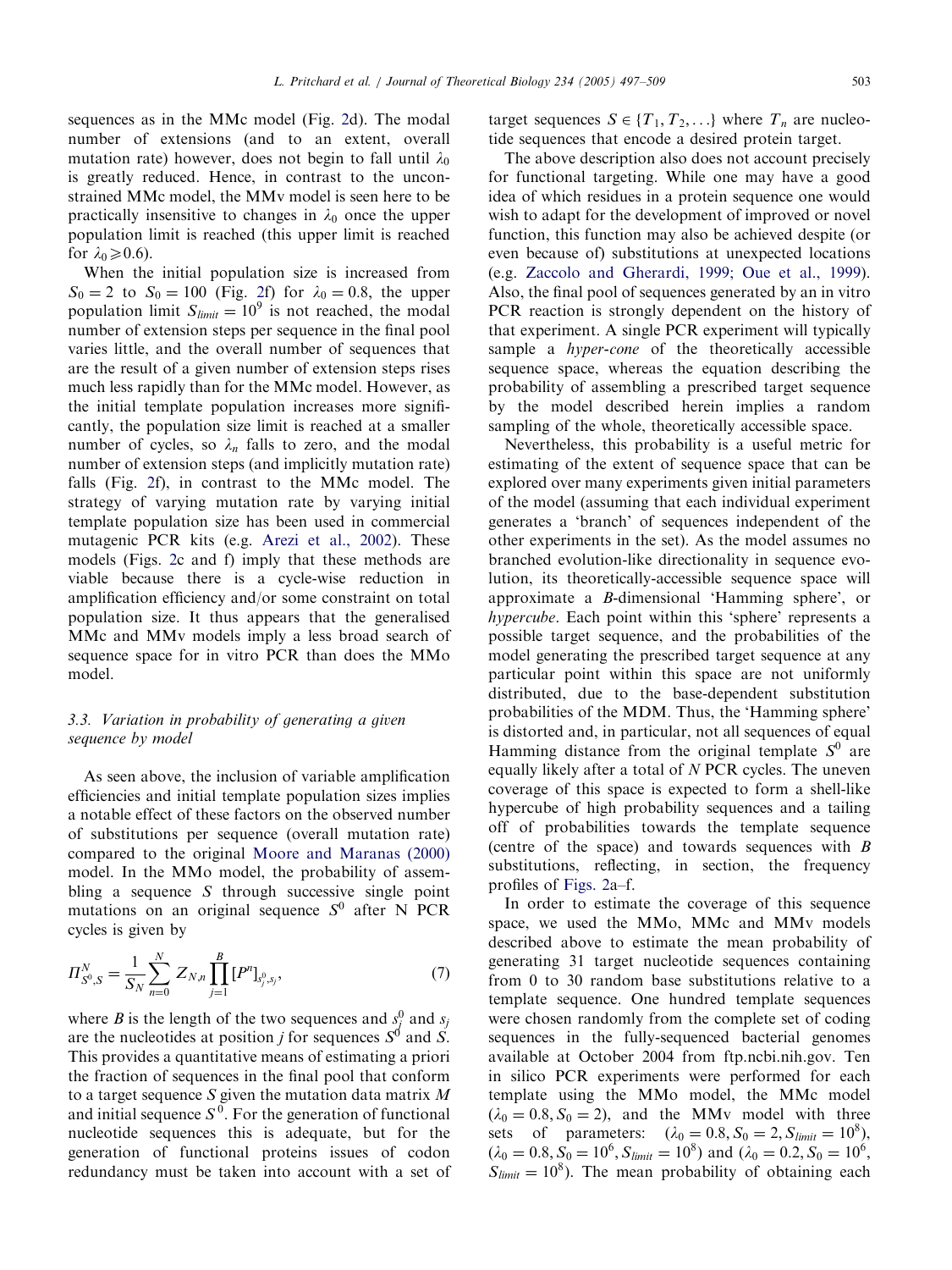sequences as in the MMc model (Fig. 2d). The modal number of extensions (and to an extent, overall mutation rate) however, does not begin to fall until $\lambda_0$ is greatly reduced. Hence, in contrast to the unconstrained MMc model, the MMv model is seen here to be practically insensitive to changes in $\lambda_0$ once the upper population limit is reached (this upper limit is reached for $\lambda_0 \geqslant 0.6$).

When the initial population size is increased from $S_0 = 2$ to $S_0 = 100$ (Fig. 2f) for $\lambda_0 = 0.8$, the upper population limit $S_{limit} = 10^9$ is not reached, the modal number of extension steps per sequence in the final pool varies little, and the overall number of sequences that are the result of a given number of extension steps rises much less rapidly than for the MMc model. However, as the initial template population increases more significantly, the population size limit is reached at a smaller number of cycles, so $\lambda_n$ falls to zero, and the modal number of extension steps (and implicitly mutation rate) falls (Fig. 2f), in contrast to the MMc model. The strategy of varying mutation rate by varying initial template population size has been used in commercial mutagenic PCR kits (e.g. Arezi et al., 2002). These models (Figs. 2c and f) imply that these methods are viable because there is a cycle-wise reduction in amplification efficiency and/or some constraint on total population size. It thus appears that the generalised MMc and MMv models imply a less broad search of sequence space for in vitro PCR than does the MMo model.

### 3.3. Variation in probability of generating a given sequence by model

As seen above, the inclusion of variable amplification efficiencies and initial template population sizes implies a notable effect of these factors on the observed number of substitutions per sequence (overall mutation rate) compared to the original Moore and Maranas (2000) model. In the MMo model, the probability of assembling a sequence $S$ through successive single point mutations on an original sequence $S^0$ after N PCR cycles is given by

$$\Pi^N_{S^0,S} = \frac{1}{S_N}\sum_{n=0}^{N} Z_{N,n}\prod_{j=1}^{B}[P^n]_{s^0_j,s_j}, \tag{7}$$

where $B$ is the length of the two sequences and $s^0_j$ and $s_j$ are the nucleotides at position $j$ for sequences $S^0$ and $S$. This provides a quantitative means of estimating a priori the fraction of sequences in the final pool that conform to a target sequence $S$ given the mutation data matrix $M$ and initial sequence $S^0$. For the generation of functional nucleotide sequences this is adequate, but for the generation of functional proteins issues of codon redundancy must be taken into account with a set of target sequences $S \in \{T_1, T_2, \ldots\}$ where $T_n$ are nucleotide sequences that encode a desired protein target.

The above description also does not account precisely for functional targeting. While one may have a good idea of which residues in a protein sequence one would wish to adapt for the development of improved or novel function, this function may also be achieved despite (or even because of) substitutions at unexpected locations (e.g. Zaccolo and Gherardi, 1999; Oue et al., 1999). Also, the final pool of sequences generated by an in vitro PCR reaction is strongly dependent on the history of that experiment. A single PCR experiment will typically sample a *hyper-cone* of the theoretically accessible sequence space, whereas the equation describing the probability of assembling a prescribed target sequence by the model described herein implies a random sampling of the whole, theoretically accessible space.

Nevertheless, this probability is a useful metric for estimating of the extent of sequence space that can be explored over many experiments given initial parameters of the model (assuming that each individual experiment generates a 'branch' of sequences independent of the other experiments in the set). As the model assumes no branched evolution-like directionality in sequence evolution, its theoretically-accessible sequence space will approximate a $B$-dimensional 'Hamming sphere', or *hypercube*. Each point within this 'sphere' represents a possible target sequence, and the probabilities of the model generating the prescribed target sequence at any particular point within this space are not uniformly distributed, due to the base-dependent substitution probabilities of the MDM. Thus, the 'Hamming sphere' is distorted and, in particular, not all sequences of equal Hamming distance from the original template $S^0$ are equally likely after a total of $N$ PCR cycles. The uneven coverage of this space is expected to form a shell-like hypercube of high probability sequences and a tailing off of probabilities towards the template sequence (centre of the space) and towards sequences with $B$ substitutions, reflecting, in section, the frequency profiles of Figs. 2a–f.

In order to estimate the coverage of this sequence space, we used the MMo, MMc and MMv models described above to estimate the mean probability of generating 31 target nucleotide sequences containing from 0 to 30 random base substitutions relative to a template sequence. One hundred template sequences were chosen randomly from the complete set of coding sequences in the fully-sequenced bacterial genomes available at October 2004 from ftp.ncbi.nih.gov. Ten in silico PCR experiments were performed for each template using the MMo model, the MMc model ($\lambda_0 = 0.8, S_0 = 2$), and the MMv model with three sets of parameters: ($\lambda_0 = 0.8, S_0 = 2, S_{limit} = 10^8$), ($\lambda_0 = 0.8, S_0 = 10^6, S_{limit} = 10^8$) and ($\lambda_0 = 0.2, S_0 = 10^6$, $S_{limit} = 10^8$). The mean probability of obtaining each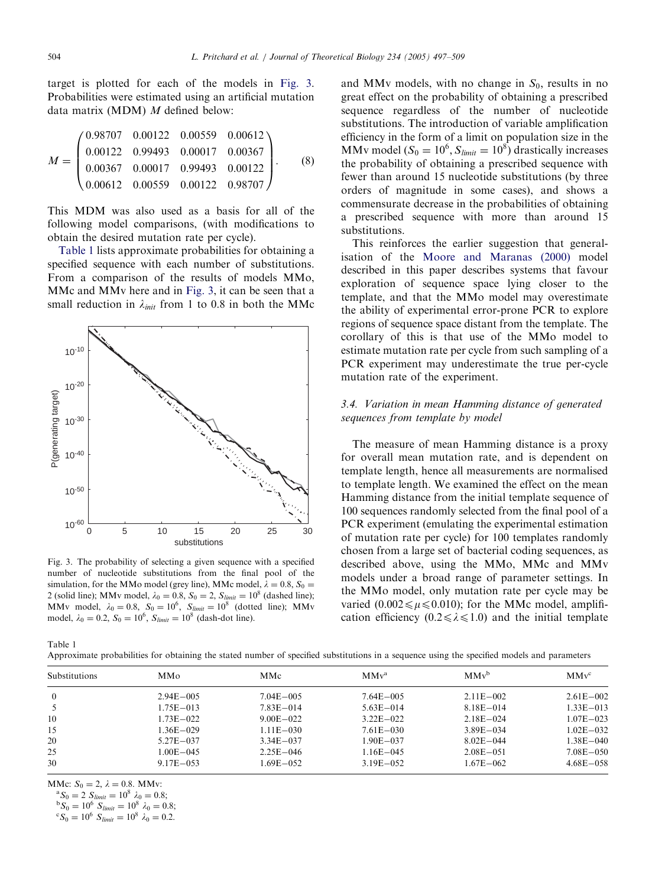target is plotted for each of the models in Fig. 3. Probabilities were estimated using an artificial mutation data matrix (MDM) $M$ defined below:

$$M = \begin{pmatrix} 0.98707 & 0.00122 & 0.00559 & 0.00612 \\ 0.00122 & 0.99493 & 0.00017 & 0.00367 \\ 0.00367 & 0.00017 & 0.99493 & 0.00122 \\ 0.00612 & 0.00559 & 0.00122 & 0.98707 \end{pmatrix}. \quad (8)$$

This MDM was also used as a basis for all of the following model comparisons, (with modifications to obtain the desired mutation rate per cycle).

Table 1 lists approximate probabilities for obtaining a specified sequence with each number of substitutions. From a comparison of the results of models MMo, MMc and MMv here and in Fig. 3, it can be seen that a small reduction in $\lambda_{init}$ from 1 to 0.8 in both the MMc and MMv models, with no change in $S_0$, results in no great effect on the probability of obtaining a prescribed sequence regardless of the number of nucleotide substitutions. The introduction of variable amplification efficiency in the form of a limit on population size in the MMv model ($S_0 = 10^6, S_{limit} = 10^8$) drastically increases the probability of obtaining a prescribed sequence with fewer than around 15 nucleotide substitutions (by three orders of magnitude in some cases), and shows a commensurate decrease in the probabilities of obtaining a prescribed sequence with more than around 15 substitutions.

Fig. 3. The probability of selecting a given sequence with a specified number of nucleotide substitutions from the final pool of the simulation, for the MMo model (grey line), MMc model, $\lambda = 0.8$, $S_0 = 2$ (solid line); MMv model, $\lambda_0 = 0.8$, $S_0 = 2$, $S_{limit} = 10^8$ (dashed line); MMv model, $\lambda_0 = 0.8$, $S_0 = 10^6$, $S_{limit} = 10^8$ (dotted line); MMv model, $\lambda_0 = 0.2$, $S_0 = 10^6$, $S_{limit} = 10^8$ (dash-dot line).

This reinforces the earlier suggestion that generalisation of the Moore and Maranas (2000) model described in this paper describes systems that favour exploration of sequence space lying closer to the template, and that the MMo model may overestimate the ability of experimental error-prone PCR to explore regions of sequence space distant from the template. The corollary of this is that use of the MMo model to estimate mutation rate per cycle from such sampling of a PCR experiment may underestimate the true per-cycle mutation rate of the experiment.

### 3.4. Variation in mean Hamming distance of generated sequences from template by model

The measure of mean Hamming distance is a proxy for overall mean mutation rate, and is dependent on template length, hence all measurements are normalised to template length. We examined the effect on the mean Hamming distance from the initial template sequence of 100 sequences randomly selected from the final pool of a PCR experiment (emulating the experimental estimation of mutation rate per cycle) for 100 templates randomly chosen from a large set of bacterial coding sequences, as described above, using the MMo, MMc and MMv models under a broad range of parameter settings. In the MMo model, only mutation rate per cycle may be varied ($0.002 \leqslant \mu \leqslant 0.010$); for the MMc model, amplification efficiency ($0.2 \leqslant \lambda \leqslant 1.0$) and the initial template

Table 1
Approximate probabilities for obtaining the stated number of specified substitutions in a sequence using the specified models and parameters

| Substitutions | MMo | MMc | MMv[a] | MMv[b] | MMv[c] |
|---|---|---|---|---|---|
| 0 | 2.94E−005 | 7.04E−005 | 7.64E−005 | 2.11E−002 | 2.61E−002 |
| 5 | 1.75E−013 | 7.83E−014 | 5.63E−014 | 8.18E−014 | 1.33E−013 |
| 10 | 1.73E−022 | 9.00E−022 | 3.22E−022 | 2.18E−024 | 1.07E−023 |
| 15 | 1.36E−029 | 1.11E−030 | 7.61E−030 | 3.89E−034 | 1.02E−032 |
| 20 | 5.27E−037 | 3.34E−037 | 1.90E−037 | 8.02E−044 | 1.38E−040 |
| 25 | 1.00E−045 | 2.25E−046 | 1.16E−045 | 2.08E−051 | 7.08E−050 |
| 30 | 9.17E−053 | 1.69E−052 | 3.19E−052 | 1.67E−062 | 4.68E−058 |

MMc: $S_0 = 2$, $\lambda = 0.8$. MMv:

[a] $S_0 = 2$ $S_{limit} = 10^8$ $\lambda_0 = 0.8$;

[b] $S_0 = 10^6$ $S_{limit} = 10^8$ $\lambda_0 = 0.8$;

[c] $S_0 = 10^6$ $S_{limit} = 10^8$ $\lambda_0 = 0.2$.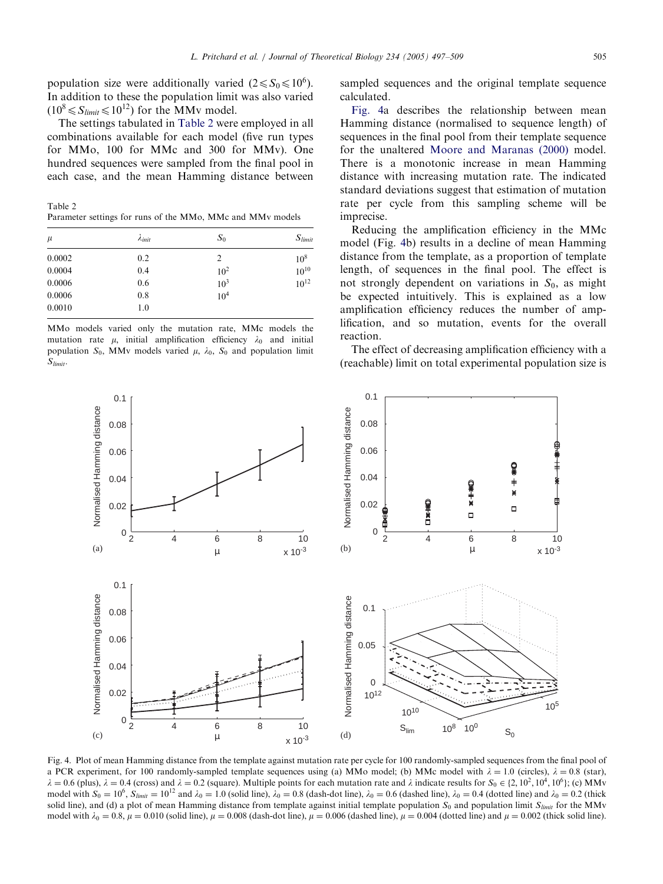population size were additionally varied ($2 \leqslant S_0 \leqslant 10^6$). In addition to these the population limit was also varied ($10^8 \leqslant S_{limit} \leqslant 10^{12}$) for the MMv model.

The settings tabulated in Table 2 were employed in all combinations available for each model (five run types for MMo, 100 for MMc and 300 for MMv). One hundred sequences were sampled from the final pool in each case, and the mean Hamming distance between sampled sequences and the original template sequence calculated.

Table 2
Parameter settings for runs of the MMo, MMc and MMv models

| $\mu$ | $\lambda_{init}$ | $S_0$ | $S_{limit}$ |
|---|---|---|---|
| 0.0002 | 0.2 | 2 | $10^8$ |
| 0.0004 | 0.4 | $10^2$ | $10^{10}$ |
| 0.0006 | 0.6 | $10^3$ | $10^{12}$ |
| 0.0006 | 0.8 | $10^4$ | |
| 0.0010 | 1.0 | | |

MMo models varied only the mutation rate, MMc models the mutation rate $\mu$, initial amplification efficiency $\lambda_0$ and initial population $S_0$, MMv models varied $\mu$, $\lambda_0$, $S_0$ and population limit $S_{limit}$.

Fig. 4a describes the relationship between mean Hamming distance (normalised to sequence length) of sequences in the final pool from their template sequence for the unaltered Moore and Maranas (2000) model. There is a monotonic increase in mean Hamming distance with increasing mutation rate. The indicated standard deviations suggest that estimation of mutation rate per cycle from this sampling scheme will be imprecise.

Reducing the amplification efficiency in the MMc model (Fig. 4b) results in a decline of mean Hamming distance from the template, as a proportion of template length, of sequences in the final pool. The effect is not strongly dependent on variations in $S_0$, as might be expected intuitively. This is explained as a low amplification efficiency reduces the number of amplification, and so mutation, events for the overall reaction.

The effect of decreasing amplification efficiency with a (reachable) limit on total experimental population size is

Fig. 4. Plot of mean Hamming distance from the template against mutation rate per cycle for 100 randomly-sampled sequences from the final pool of a PCR experiment, for 100 randomly-sampled template sequences using (a) MMo model; (b) MMc model with $\lambda = 1.0$ (circles), $\lambda = 0.8$ (star), $\lambda = 0.6$ (plus), $\lambda = 0.4$ (cross) and $\lambda = 0.2$ (square). Multiple points for each mutation rate and $\lambda$ indicate results for $S_0 \in \{2, 10^2, 10^4, 10^6\}$; (c) MMv model with $S_0 = 10^6$, $S_{limit} = 10^{12}$ and $\lambda_0 = 1.0$ (solid line), $\lambda_0 = 0.8$ (dash-dot line), $\lambda_0 = 0.6$ (dashed line), $\lambda_0 = 0.4$ (dotted line) and $\lambda_0 = 0.2$ (thick solid line), and (d) a plot of mean Hamming distance from template against initial template population $S_0$ and population limit $S_{limit}$ for the MMv model with $\lambda_0 = 0.8$, $\mu = 0.010$ (solid line), $\mu = 0.008$ (dash-dot line), $\mu = 0.006$ (dashed line), $\mu = 0.004$ (dotted line) and $\mu = 0.002$ (thick solid line).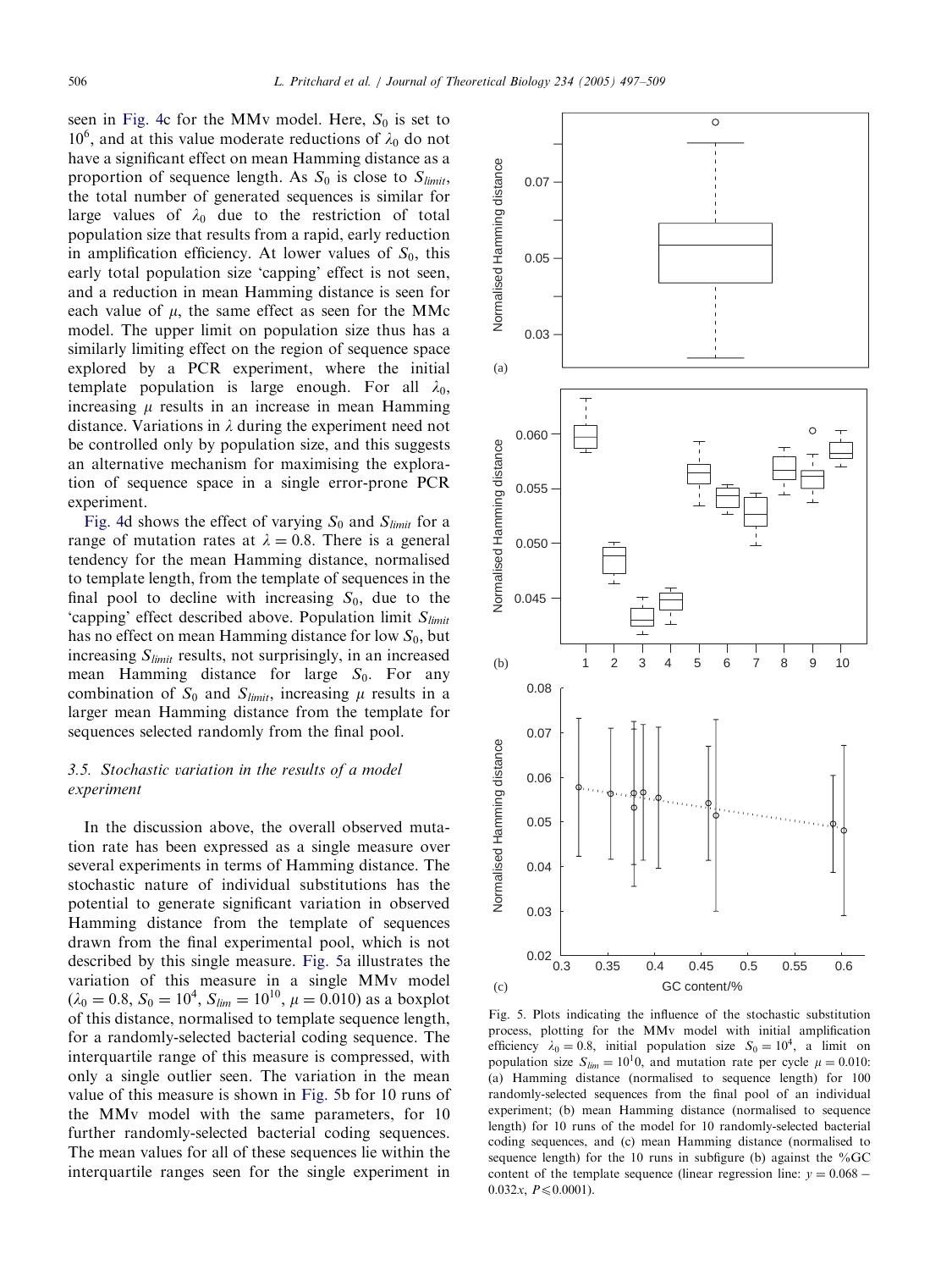seen in Fig. 4c for the MMv model. Here, $S_0$ is set to $10^6$, and at this value moderate reductions of $\lambda_0$ do not have a significant effect on mean Hamming distance as a proportion of sequence length. As $S_0$ is close to $S_{limit}$, the total number of generated sequences is similar for large values of $\lambda_0$ due to the restriction of total population size that results from a rapid, early reduction in amplification efficiency. At lower values of $S_0$, this early total population size 'capping' effect is not seen, and a reduction in mean Hamming distance is seen for each value of $\mu$, the same effect as seen for the MMc model. The upper limit on population size thus has a similarly limiting effect on the region of sequence space explored by a PCR experiment, where the initial template population is large enough. For all $\lambda_0$, increasing $\mu$ results in an increase in mean Hamming distance. Variations in $\lambda$ during the experiment need not be controlled only by population size, and this suggests an alternative mechanism for maximising the exploration of sequence space in a single error-prone PCR experiment.

Fig. 4d shows the effect of varying $S_0$ and $S_{limit}$ for a range of mutation rates at $\lambda = 0.8$. There is a general tendency for the mean Hamming distance, normalised to template length, from the template of sequences in the final pool to decline with increasing $S_0$, due to the 'capping' effect described above. Population limit $S_{limit}$ has no effect on mean Hamming distance for low $S_0$, but increasing $S_{limit}$ results, not surprisingly, in an increased mean Hamming distance for large $S_0$. For any combination of $S_0$ and $S_{limit}$, increasing $\mu$ results in a larger mean Hamming distance from the template for sequences selected randomly from the final pool.

### 3.5. Stochastic variation in the results of a model experiment

In the discussion above, the overall observed mutation rate has been expressed as a single measure over several experiments in terms of Hamming distance. The stochastic nature of individual substitutions has the potential to generate significant variation in observed Hamming distance from the template of sequences drawn from the final experimental pool, which is not described by this single measure. Fig. 5a illustrates the variation of this measure in a single MMv model ($\lambda_0 = 0.8$, $S_0 = 10^4$, $S_{lim} = 10^{10}$, $\mu = 0.010$) as a boxplot of this distance, normalised to template sequence length, for a randomly-selected bacterial coding sequence. The interquartile range of this measure is compressed, with only a single outlier seen. The variation in the mean value of this measure is shown in Fig. 5b for 10 runs of the MMv model with the same parameters, for 10 further randomly-selected bacterial coding sequences. The mean values for all of these sequences lie within the interquartile ranges seen for the single experiment in

Fig. 5. Plots indicating the influence of the stochastic substitution process, plotting for the MMv model with initial amplification efficiency $\lambda_0 = 0.8$, initial population size $S_0 = 10^4$, a limit on population size $S_{lim} = 10^10$, and mutation rate per cycle $\mu = 0.010$: (a) Hamming distance (normalised to sequence length) for 100 randomly-selected sequences from the final pool of an individual experiment; (b) mean Hamming distance (normalised to sequence length) for 10 runs of the model for 10 randomly-selected bacterial coding sequences, and (c) mean Hamming distance (normalised to sequence length) for the 10 runs in subfigure (b) against the %GC content of the template sequence (linear regression line: $y = 0.068 - 0.032x$, $P \leq 0.0001$).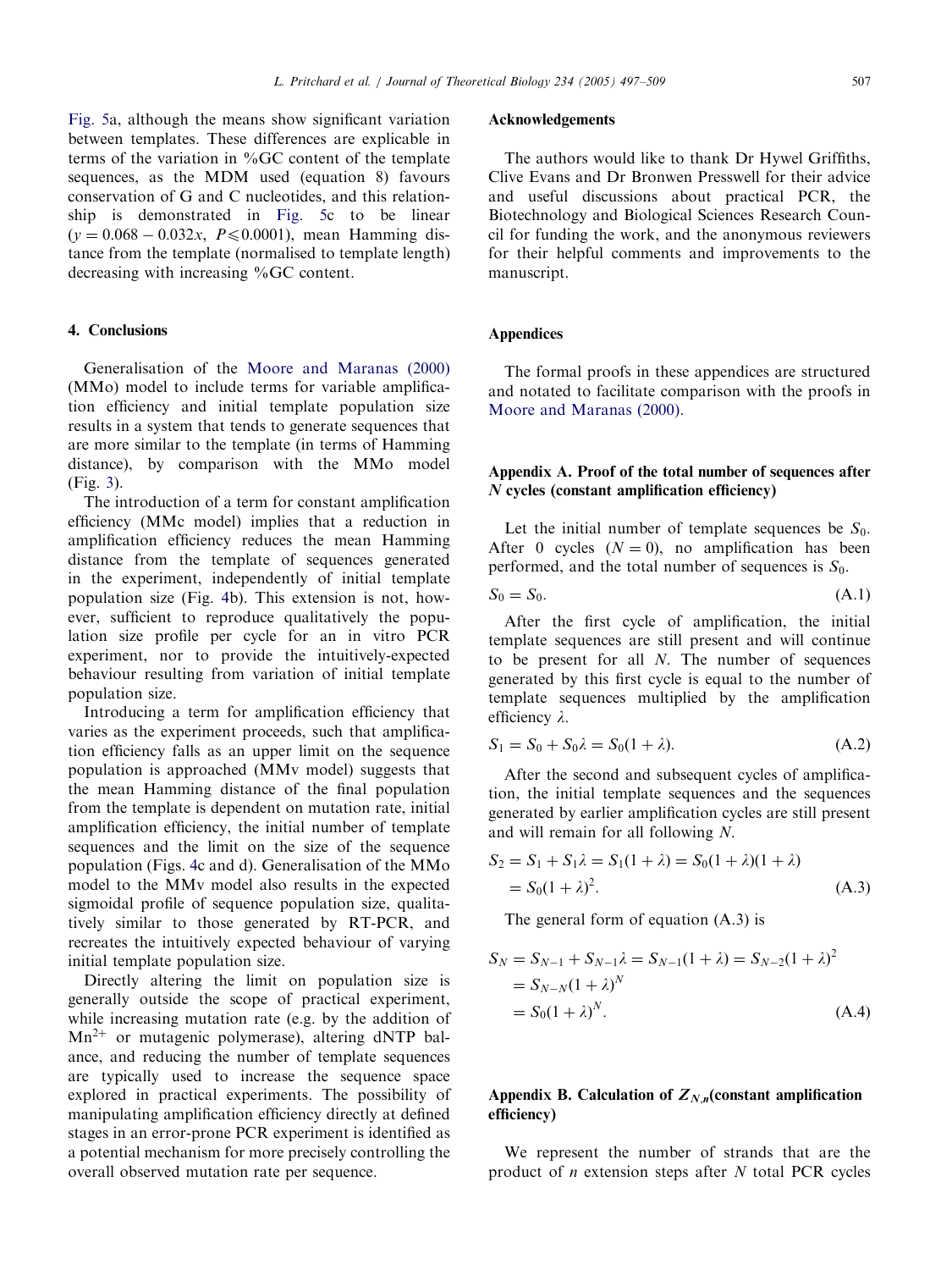Fig. 5a, although the means show significant variation between templates. These differences are explicable in terms of the variation in %GC content of the template sequences, as the MDM used (equation 8) favours conservation of G and C nucleotides, and this relationship is demonstrated in Fig. 5c to be linear ($y = 0.068 - 0.032x$, $P \leqslant 0.0001$), mean Hamming distance from the template (normalised to template length) decreasing with increasing %GC content.

## 4. Conclusions

Generalisation of the Moore and Maranas (2000) (MMo) model to include terms for variable amplification efficiency and initial template population size results in a system that tends to generate sequences that are more similar to the template (in terms of Hamming distance), by comparison with the MMo model (Fig. 3).

The introduction of a term for constant amplification efficiency (MMc model) implies that a reduction in amplification efficiency reduces the mean Hamming distance from the template of sequences generated in the experiment, independently of initial template population size (Fig. 4b). This extension is not, however, sufficient to reproduce qualitatively the population size profile per cycle for an in vitro PCR experiment, nor to provide the intuitively-expected behaviour resulting from variation of initial template population size.

Introducing a term for amplification efficiency that varies as the experiment proceeds, such that amplification efficiency falls as an upper limit on the sequence population is approached (MMv model) suggests that the mean Hamming distance of the final population from the template is dependent on mutation rate, initial amplification efficiency, the initial number of template sequences and the limit on the size of the sequence population (Figs. 4c and d). Generalisation of the MMo model to the MMv model also results in the expected sigmoidal profile of sequence population size, qualitatively similar to those generated by RT-PCR, and recreates the intuitively expected behaviour of varying initial template population size.

Directly altering the limit on population size is generally outside the scope of practical experiment, while increasing mutation rate (e.g. by the addition of $Mn^{2+}$ or mutagenic polymerase), altering dNTP balance, and reducing the number of template sequences are typically used to increase the sequence space explored in practical experiments. The possibility of manipulating amplification efficiency directly at defined stages in an error-prone PCR experiment is identified as a potential mechanism for more precisely controlling the overall observed mutation rate per sequence.

## Acknowledgements

The authors would like to thank Dr Hywel Griffiths, Clive Evans and Dr Bronwen Presswell for their advice and useful discussions about practical PCR, the Biotechnology and Biological Sciences Research Council for funding the work, and the anonymous reviewers for their helpful comments and improvements to the manuscript.

## Appendices

The formal proofs in these appendices are structured and notated to facilitate comparison with the proofs in Moore and Maranas (2000).

## Appendix A. Proof of the total number of sequences after $N$ cycles (constant amplification efficiency)

Let the initial number of template sequences be $S_0$. After 0 cycles ($N = 0$), no amplification has been performed, and the total number of sequences is $S_0$.

$$S_0 = S_0. \tag{A.1}$$

After the first cycle of amplification, the initial template sequences are still present and will continue to be present for all $N$. The number of sequences generated by this first cycle is equal to the number of template sequences multiplied by the amplification efficiency $\lambda$.

$$S_1 = S_0 + S_0\lambda = S_0(1 + \lambda). \tag{A.2}$$

After the second and subsequent cycles of amplification, the initial template sequences and the sequences generated by earlier amplification cycles are still present and will remain for all following $N$.

$$\begin{aligned} S_2 &= S_1 + S_1\lambda = S_1(1 + \lambda) = S_0(1 + \lambda)(1 + \lambda) \\ &= S_0(1 + \lambda)^2. \end{aligned} \tag{A.3}$$

The general form of equation (A.3) is

$$\begin{aligned} S_N &= S_{N-1} + S_{N-1}\lambda = S_{N-1}(1 + \lambda) = S_{N-2}(1 + \lambda)^2 \\ &= S_{N-N}(1 + \lambda)^N \\ &= S_0(1 + \lambda)^N. \end{aligned} \tag{A.4}$$

## Appendix B. Calculation of $Z_{N,n}$ (constant amplification efficiency)

We represent the number of strands that are the product of $n$ extension steps after $N$ total PCR cycles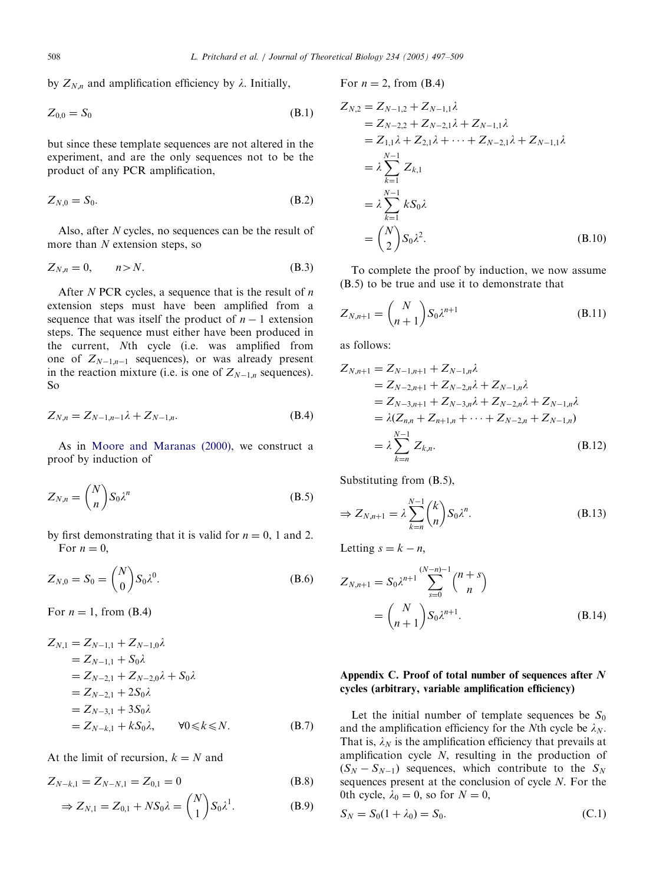by $Z_{N,n}$ and amplification efficiency by $\lambda$. Initially,

$$Z_{0,0} = S_0 \tag{B.1}$$

but since these template sequences are not altered in the experiment, and are the only sequences not to be the product of any PCR amplification,

$$Z_{N,0} = S_0. \tag{B.2}$$

Also, after $N$ cycles, no sequences can be the result of more than $N$ extension steps, so

$$Z_{N,n} = 0, \qquad n > N. \tag{B.3}$$

After $N$ PCR cycles, a sequence that is the result of $n$ extension steps must have been amplified from a sequence that was itself the product of $n-1$ extension steps. The sequence must either have been produced in the current, $N$th cycle (i.e. was amplified from one of $Z_{N-1,n-1}$ sequences), or was already present in the reaction mixture (i.e. is one of $Z_{N-1,n}$ sequences). So

$$Z_{N,n} = Z_{N-1,n-1}\lambda + Z_{N-1,n}. \tag{B.4}$$

As in Moore and Maranas (2000), we construct a proof by induction of

$$Z_{N,n} = \binom{N}{n} S_0 \lambda^n \tag{B.5}$$

by first demonstrating that it is valid for $n = 0$, 1 and 2.

For $n = 0$,

$$Z_{N,0} = S_0 = \binom{N}{0} S_0 \lambda^0. \tag{B.6}$$

For $n = 1$, from (B.4)

$$\begin{aligned}
Z_{N,1} &= Z_{N-1,1} + Z_{N-1,0}\lambda \\
&= Z_{N-1,1} + S_0\lambda \\
&= Z_{N-2,1} + Z_{N-2,0}\lambda + S_0\lambda \\
&= Z_{N-2,1} + 2S_0\lambda \\
&= Z_{N-3,1} + 3S_0\lambda \\
&= Z_{N-k,1} + kS_0\lambda, \qquad \forall 0 \leqslant k \leqslant N.
\end{aligned} \tag{B.7}$$

At the limit of recursion, $k = N$ and

$$Z_{N-k,1} = Z_{N-N,1} = Z_{0,1} = 0 \tag{B.8}$$

$$\Rightarrow Z_{N,1} = Z_{0,1} + NS_0\lambda = \binom{N}{1} S_0 \lambda^1. \tag{B.9}$$

For $n = 2$, from (B.4)

$$\begin{aligned}
Z_{N,2} &= Z_{N-1,2} + Z_{N-1,1}\lambda \\
&= Z_{N-2,2} + Z_{N-2,1}\lambda + Z_{N-1,1}\lambda \\
&= Z_{1,1}\lambda + Z_{2,1}\lambda + \cdots + Z_{N-2,1}\lambda + Z_{N-1,1}\lambda \\
&= \lambda \sum_{k=1}^{N-1} Z_{k,1} \\
&= \lambda \sum_{k=1}^{N-1} kS_0\lambda \\
&= \binom{N}{2} S_0 \lambda^2.
\end{aligned} \tag{B.10}$$

To complete the proof by induction, we now assume (B.5) to be true and use it to demonstrate that

$$Z_{N,n+1} = \binom{N}{n+1} S_0 \lambda^{n+1} \tag{B.11}$$

as follows:

$$\begin{aligned}
Z_{N,n+1} &= Z_{N-1,n+1} + Z_{N-1,n}\lambda \\
&= Z_{N-2,n+1} + Z_{N-2,n}\lambda + Z_{N-1,n}\lambda \\
&= Z_{N-3,n+1} + Z_{N-3,n}\lambda + Z_{N-2,n}\lambda + Z_{N-1,n}\lambda \\
&= \lambda(Z_{n,n} + Z_{n+1,n} + \cdots + Z_{N-2,n} + Z_{N-1,n}) \\
&= \lambda \sum_{k=n}^{N-1} Z_{k,n}.
\end{aligned} \tag{B.12}$$

Substituting from (B.5),

$$\Rightarrow Z_{N,n+1} = \lambda \sum_{k=n}^{N-1} \binom{k}{n} S_0 \lambda^n. \tag{B.13}$$

Letting $s = k - n$,

$$\begin{aligned}
Z_{N,n+1} &= S_0 \lambda^{n+1} \sum_{s=0}^{(N-n)-1} \binom{n+s}{n} \\
&= \binom{N}{n+1} S_0 \lambda^{n+1}.
\end{aligned} \tag{B.14}$$

## Appendix C. Proof of total number of sequences after $N$ cycles (arbitrary, variable amplification efficiency)

Let the initial number of template sequences be $S_0$ and the amplification efficiency for the $N$th cycle be $\lambda_N$. That is, $\lambda_N$ is the amplification efficiency that prevails at amplification cycle $N$, resulting in the production of $(S_N - S_{N-1})$ sequences, which contribute to the $S_N$ sequences present at the conclusion of cycle $N$. For the 0th cycle, $\lambda_0 = 0$, so for $N = 0$,

$$S_N = S_0(1 + \lambda_0) = S_0. \tag{C.1}$$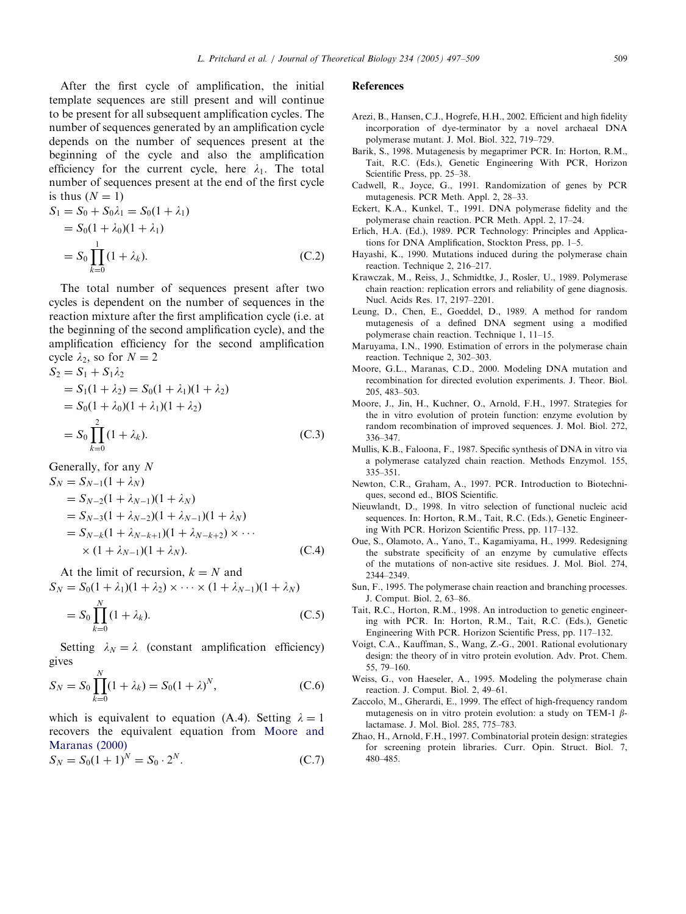After the first cycle of amplification, the initial template sequences are still present and will continue to be present for all subsequent amplification cycles. The number of sequences generated by an amplification cycle depends on the number of sequences present at the beginning of the cycle and also the amplification efficiency for the current cycle, here $\lambda_1$. The total number of sequences present at the end of the first cycle is thus ($N = 1$)

$$
\begin{aligned}
S_1 &= S_0 + S_0\lambda_1 = S_0(1+\lambda_1) \\
&= S_0(1+\lambda_0)(1+\lambda_1) \\
&= S_0 \prod_{k=0}^{1}(1+\lambda_k).
\end{aligned}
\tag{C.2}
$$

The total number of sequences present after two cycles is dependent on the number of sequences in the reaction mixture after the first amplification cycle (i.e. at the beginning of the second amplification cycle), and the amplification efficiency for the second amplification cycle $\lambda_2$, so for $N = 2$

$$
\begin{aligned}
S_2 &= S_1 + S_1\lambda_2 \\
&= S_1(1+\lambda_2) = S_0(1+\lambda_1)(1+\lambda_2) \\
&= S_0(1+\lambda_0)(1+\lambda_1)(1+\lambda_2) \\
&= S_0 \prod_{k=0}^{2}(1+\lambda_k).
\end{aligned}
\tag{C.3}
$$

Generally, for any $N$

$$
\begin{aligned}
S_N &= S_{N-1}(1+\lambda_N) \\
&= S_{N-2}(1+\lambda_{N-1})(1+\lambda_N) \\
&= S_{N-3}(1+\lambda_{N-2})(1+\lambda_{N-1})(1+\lambda_N) \\
&= S_{N-k}(1+\lambda_{N-k+1})(1+\lambda_{N-k+2}) \times \cdots \\
&\quad \times (1+\lambda_{N-1})(1+\lambda_N).
\end{aligned}
\tag{C.4}
$$

At the limit of recursion, $k = N$ and

$$
\begin{aligned}
S_N &= S_0(1+\lambda_1)(1+\lambda_2) \times \cdots \times (1+\lambda_{N-1})(1+\lambda_N) \\
&= S_0 \prod_{k=0}^{N}(1+\lambda_k).
\end{aligned}
\tag{C.5}
$$

Setting $\lambda_N = \lambda$ (constant amplification efficiency) gives

$$
S_N = S_0 \prod_{k=0}^{N}(1+\lambda_k) = S_0(1+\lambda)^N,
\tag{C.6}
$$

which is equivalent to equation (A.4). Setting $\lambda = 1$ recovers the equivalent equation from Moore and Maranas (2000)

$$
S_N = S_0(1+1)^N = S_0 \cdot 2^N.
\tag{C.7}
$$

## References

Arezi, B., Hansen, C.J., Hogrefe, H.H., 2002. Efficient and high fidelity incorporation of dye-terminator by a novel archaeal DNA polymerase mutant. J. Mol. Biol. 322, 719–729.

Barik, S., 1998. Mutagenesis by megaprimer PCR. In: Horton, R.M., Tait, R.C. (Eds.), Genetic Engineering With PCR, Horizon Scientific Press, pp. 25–38.

Cadwell, R., Joyce, G., 1991. Randomization of genes by PCR mutagenesis. PCR Meth. Appl. 2, 28–33.

Eckert, K.A., Kunkel, T., 1991. DNA polymerase fidelity and the polymerase chain reaction. PCR Meth. Appl. 2, 17–24.

Erlich, H.A. (Ed.), 1989. PCR Technology: Principles and Applications for DNA Amplification, Stockton Press, pp. 1–5.

Hayashi, K., 1990. Mutations induced during the polymerase chain reaction. Technique 2, 216–217.

Krawczak, M., Reiss, J., Schmidtke, J., Rosler, U., 1989. Polymerase chain reaction: replication errors and reliability of gene diagnosis. Nucl. Acids Res. 17, 2197–2201.

Leung, D., Chen, E., Goeddel, D., 1989. A method for random mutagenesis of a defined DNA segment using a modified polymerase chain reaction. Technique 1, 11–15.

Maruyama, I.N., 1990. Estimation of errors in the polymerase chain reaction. Technique 2, 302–303.

Moore, G.L., Maranas, C.D., 2000. Modeling DNA mutation and recombination for directed evolution experiments. J. Theor. Biol. 205, 483–503.

Moore, J., Jin, H., Kuchner, O., Arnold, F.H., 1997. Strategies for the in vitro evolution of protein function: enzyme evolution by random recombination of improved sequences. J. Mol. Biol. 272, 336–347.

Mullis, K.B., Faloona, F., 1987. Specific synthesis of DNA in vitro via a polymerase catalyzed chain reaction. Methods Enzymol. 155, 335–351.

Newton, C.R., Graham, A., 1997. PCR. Introduction to Biotechniques, second ed., BIOS Scientific.

Nieuwlandt, D., 1998. In vitro selection of functional nucleic acid sequences. In: Horton, R.M., Tait, R.C. (Eds.), Genetic Engineering With PCR. Horizon Scientific Press, pp. 117–132.

Oue, S., Olamoto, A., Yano, T., Kagamiyama, H., 1999. Redesigning the substrate specificity of an enzyme by cumulative effects of the mutations of non-active site residues. J. Mol. Biol. 274, 2344–2349.

Sun, F., 1995. The polymerase chain reaction and branching processes. J. Comput. Biol. 2, 63–86.

Tait, R.C., Horton, R.M., 1998. An introduction to genetic engineering with PCR. In: Horton, R.M., Tait, R.C. (Eds.), Genetic Engineering With PCR. Horizon Scientific Press, pp. 117–132.

Voigt, C.A., Kauffman, S., Wang, Z.-G., 2001. Rational evolutionary design: the theory of in vitro protein evolution. Adv. Prot. Chem. 55, 79–160.

Weiss, G., von Haeseler, A., 1995. Modeling the polymerase chain reaction. J. Comput. Biol. 2, 49–61.

Zaccolo, M., Gherardi, E., 1999. The effect of high-frequency random mutagenesis on in vitro protein evolution: a study on TEM-1 $\beta$-lactamase. J. Mol. Biol. 285, 775–783.

Zhao, H., Arnold, F.H., 1997. Combinatorial protein design: strategies for screening protein libraries. Curr. Opin. Struct. Biol. 7, 480–485.